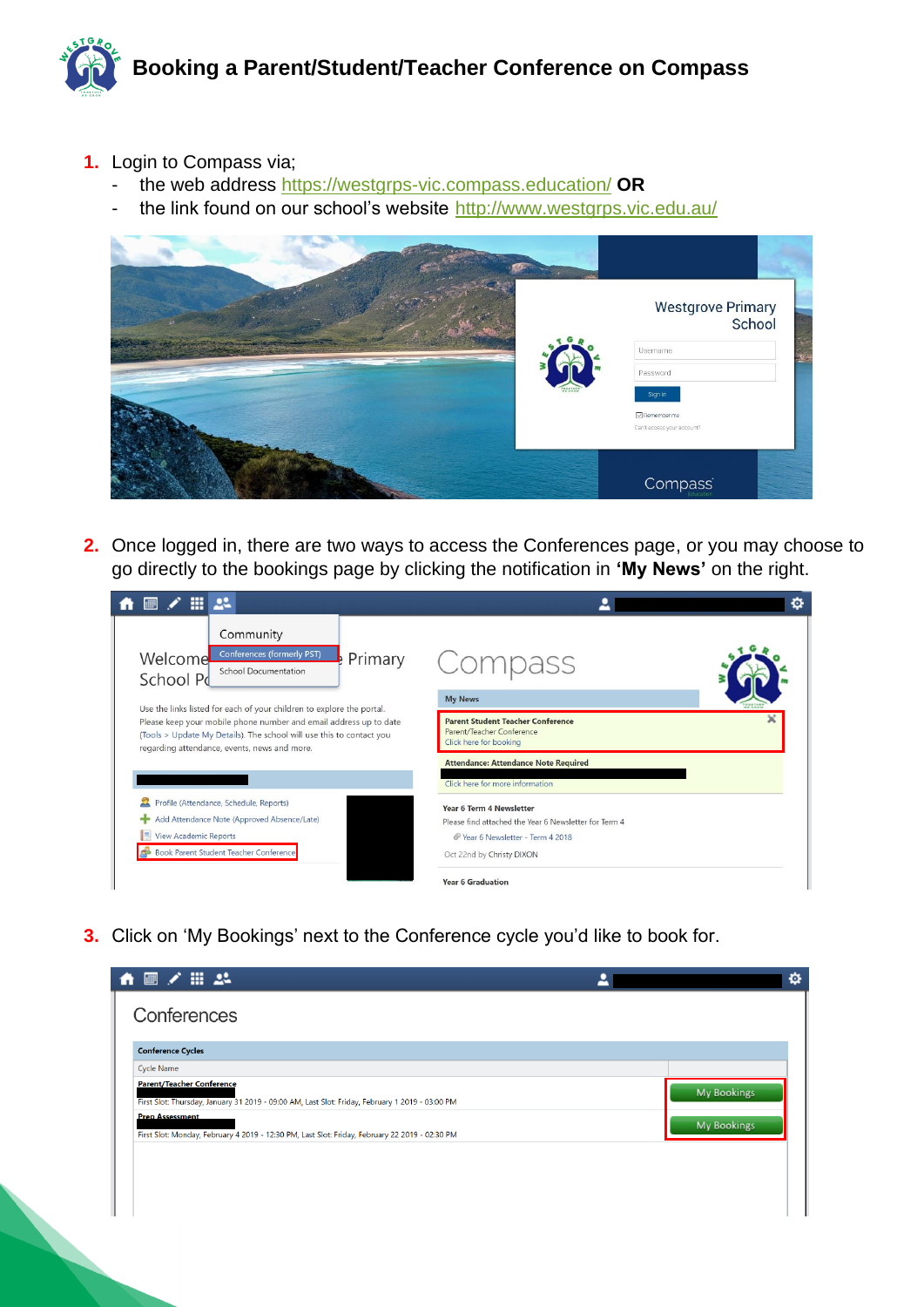# Booking a Parent/Student/Teacher Conference on Compass

1. Login to Compass via;
   - the web address https://westgrps-vic.compass.education/ **OR**
   - the link found on our school's website http://www.westgrps.vic.edu.au/

2. Once logged in, there are two ways to access the Conferences page, or you may choose to go directly to the bookings page by clicking the notification in **'My News'** on the right.

3. Click on 'My Bookings' next to the Conference cycle you'd like to book for.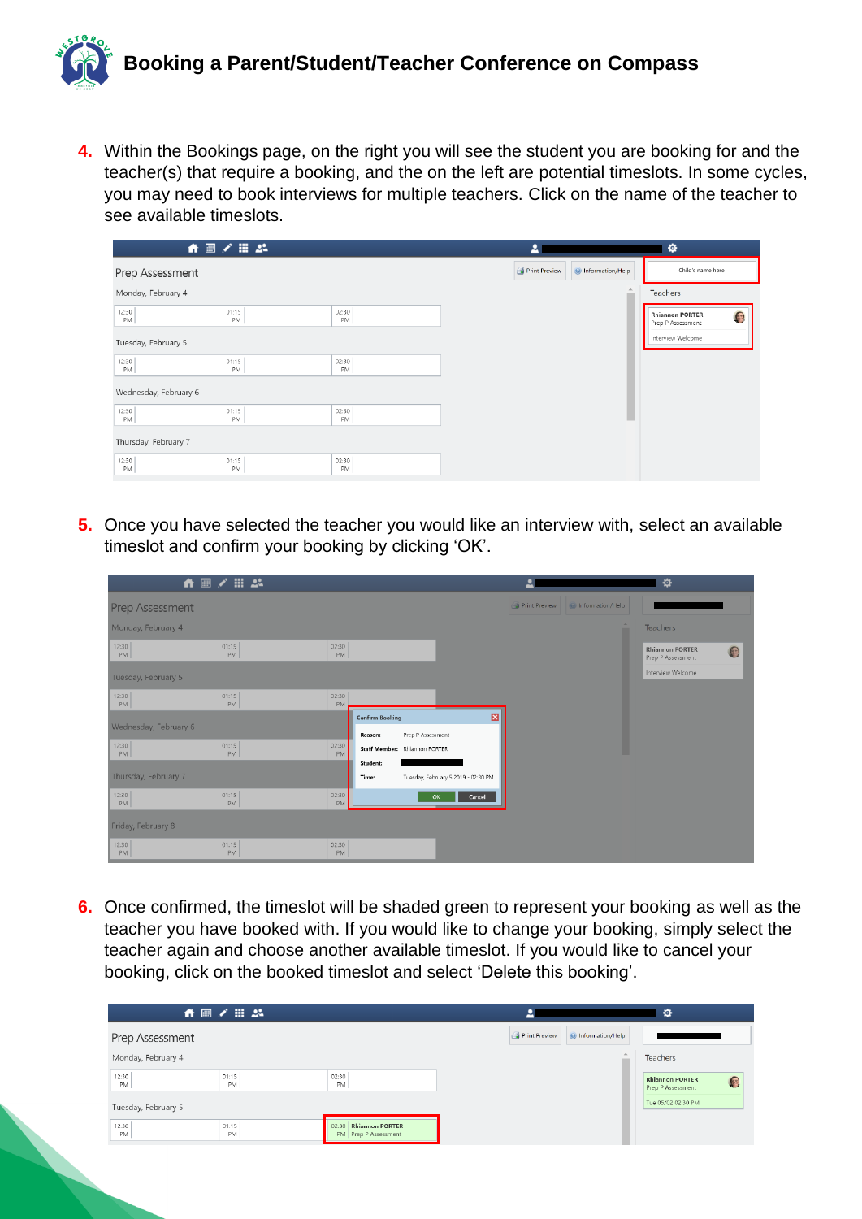# Booking a Parent/Student/Teacher Conference on Compass

4. Within the Bookings page, on the right you will see the student you are booking for and the teacher(s) that require a booking, and the on the left are potential timeslots. In some cycles, you may need to book interviews for multiple teachers. Click on the name of the teacher to see available timeslots.

5. Once you have selected the teacher you would like an interview with, select an available timeslot and confirm your booking by clicking 'OK'.

6. Once confirmed, the timeslot will be shaded green to represent your booking as well as the teacher you have booked with. If you would like to change your booking, simply select the teacher again and choose another available timeslot. If you would like to cancel your booking, click on the booked timeslot and select 'Delete this booking'.